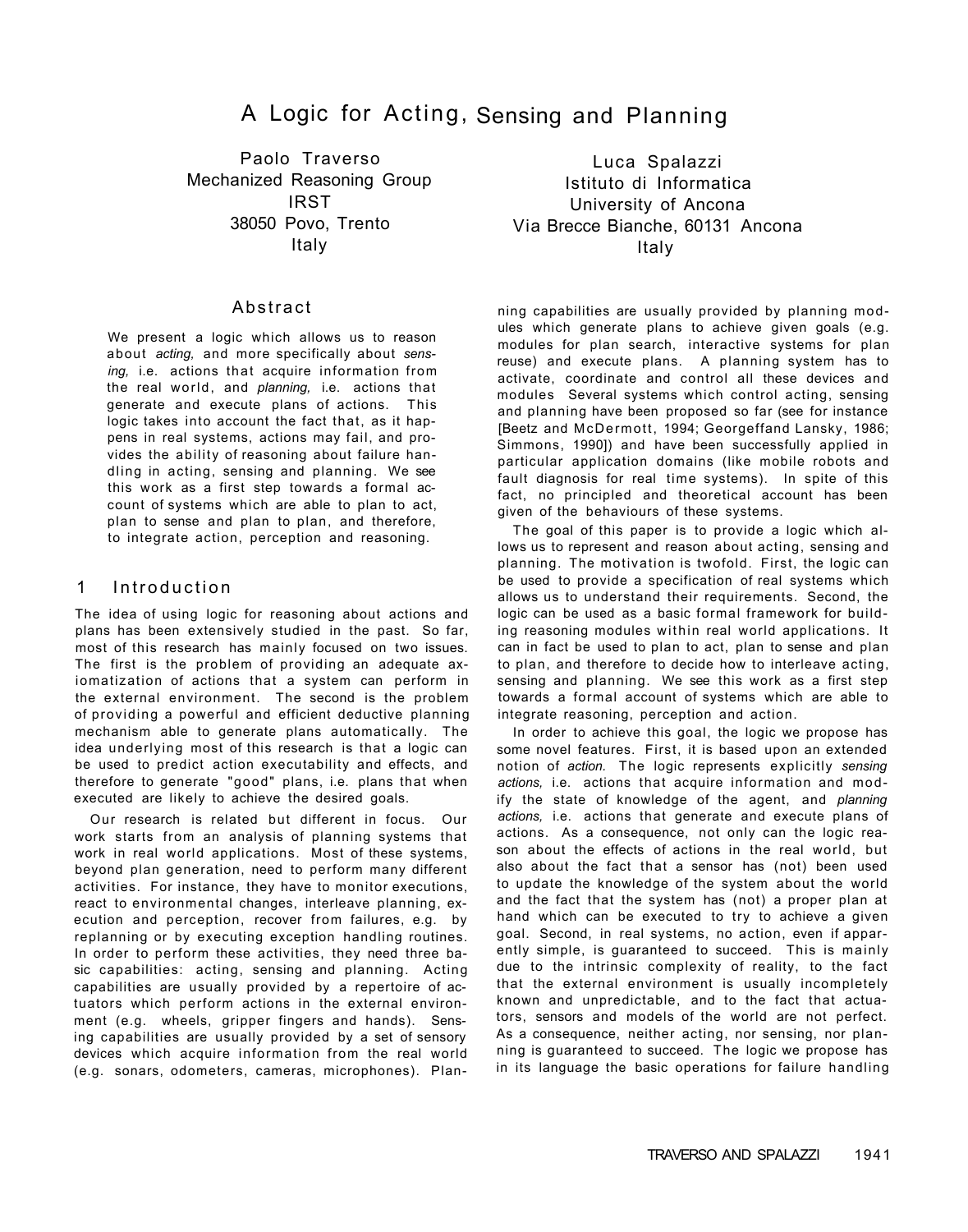# A Logic for Acting, Sensing and Planning

Paolo Traverso
Mechanized Reasoning Group
IRST
38050 Povo, Trento
Italy

Luca Spalazzi
Istituto di Informatica
University of Ancona
Via Brecce Bianche, 60131 Ancona
Italy

## Abstract

We present a logic which allows us to reason about *acting,* and more specifically about *sensing,* i.e. actions that acquire information from the real world, and *planning,* i.e. actions that generate and execute plans of actions. This logic takes into account the fact that, as it happens in real systems, actions may fail, and provides the ability of reasoning about failure handling in acting, sensing and planning. We see this work as a first step towards a formal account of systems which are able to plan to act, plan to sense and plan to plan, and therefore, to integrate action, perception and reasoning.

## 1 Introduction

The idea of using logic for reasoning about actions and plans has been extensively studied in the past. So far, most of this research has mainly focused on two issues. The first is the problem of providing an adequate axiomatization of actions that a system can perform in the external environment. The second is the problem of providing a powerful and efficient deductive planning mechanism able to generate plans automatically. The idea underlying most of this research is that a logic can be used to predict action executability and effects, and therefore to generate "good" plans, i.e. plans that when executed are likely to achieve the desired goals.

Our research is related but different in focus. Our work starts from an analysis of planning systems that work in real world applications. Most of these systems, beyond plan generation, need to perform many different activities. For instance, they have to monitor executions, react to environmental changes, interleave planning, execution and perception, recover from failures, e.g. by replanning or by executing exception handling routines. In order to perform these activities, they need three basic capabilities: acting, sensing and planning. Acting capabilities are usually provided by a repertoire of actuators which perform actions in the external environment (e.g. wheels, gripper fingers and hands). Sensing capabilities are usually provided by a set of sensory devices which acquire information from the real world (e.g. sonars, odometers, cameras, microphones). Planning capabilities are usually provided by planning modules which generate plans to achieve given goals (e.g. modules for plan search, interactive systems for plan reuse) and execute plans. A planning system has to activate, coordinate and control all these devices and modules Several systems which control acting, sensing and planning have been proposed so far (see for instance [Beetz and McDermott, 1994; Georgeffand Lansky, 1986; Simmons, 1990]) and have been successfully applied in particular application domains (like mobile robots and fault diagnosis for real time systems). In spite of this fact, no principled and theoretical account has been given of the behaviours of these systems.

The goal of this paper is to provide a logic which allows us to represent and reason about acting, sensing and planning. The motivation is twofold. First, the logic can be used to provide a specification of real systems which allows us to understand their requirements. Second, the logic can be used as a basic formal framework for building reasoning modules within real world applications. It can in fact be used to plan to act, plan to sense and plan to plan, and therefore to decide how to interleave acting, sensing and planning. We see this work as a first step towards a formal account of systems which are able to integrate reasoning, perception and action.

In order to achieve this goal, the logic we propose has some novel features. First, it is based upon an extended notion of *action.* The logic represents explicitly *sensing actions,* i.e. actions that acquire information and modify the state of knowledge of the agent, and *planning actions,* i.e. actions that generate and execute plans of actions. As a consequence, not only can the logic reason about the effects of actions in the real world, but also about the fact that a sensor has (not) been used to update the knowledge of the system about the world and the fact that the system has (not) a proper plan at hand which can be executed to try to achieve a given goal. Second, in real systems, no action, even if apparently simple, is guaranteed to succeed. This is mainly due to the intrinsic complexity of reality, to the fact that the external environment is usually incompletely known and unpredictable, and to the fact that actuators, sensors and models of the world are not perfect. As a consequence, neither acting, nor sensing, nor planning is guaranteed to succeed. The logic we propose has in its language the basic operations for failure handling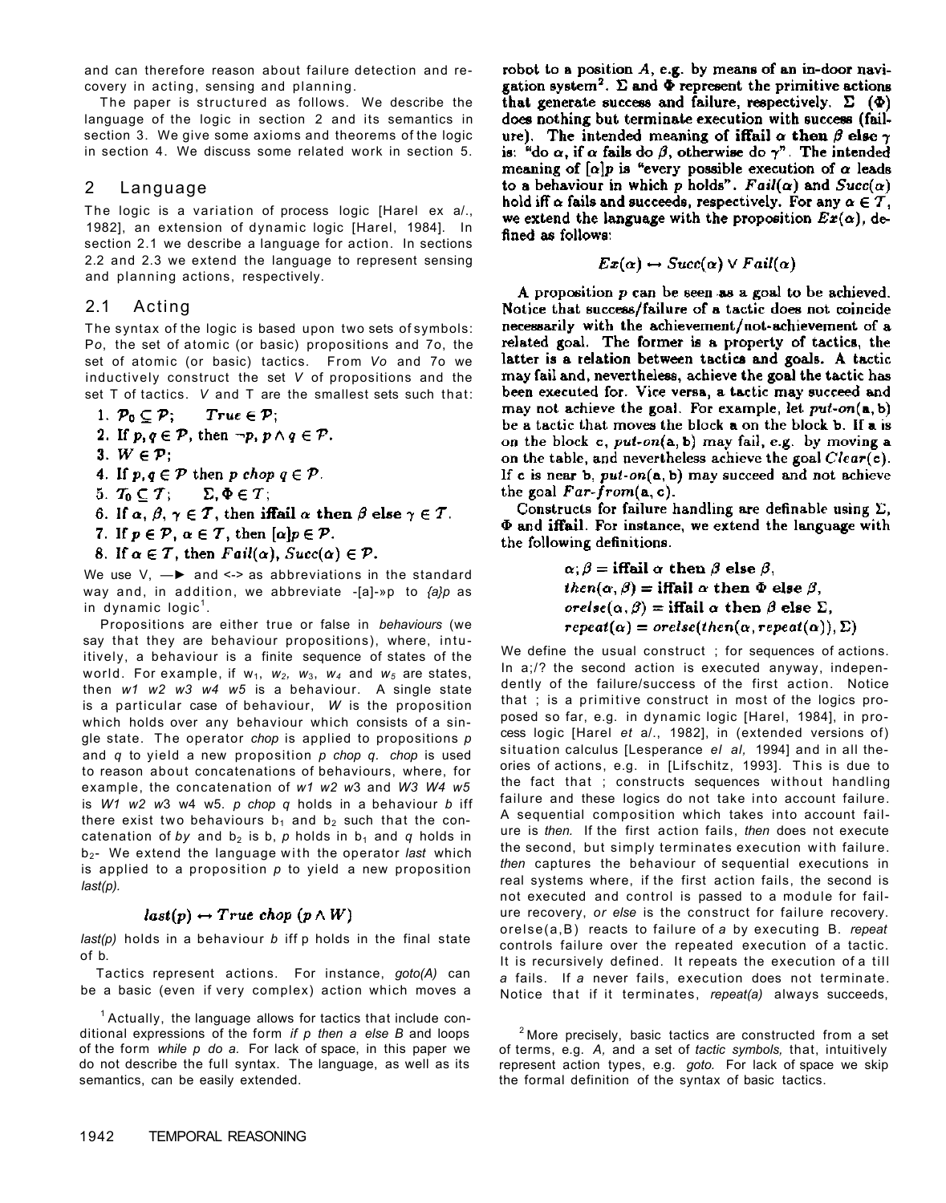and can therefore reason about failure detection and recovery in acting, sensing and planning.

The paper is structured as follows. We describe the language of the logic in section 2 and its semantics in section 3. We give some axioms and theorems of the logic in section 4. We discuss some related work in section 5.

## 2 Language

The logic is a variation of process logic [Harel ex a/., 1982], an extension of dynamic logic [Harel, 1984]. In section 2.1 we describe a language for action. In sections 2.2 and 2.3 we extend the language to represent sensing and planning actions, respectively.

### 2.1 Acting

The syntax of the logic is based upon two sets of symbols: $\mathcal{P}_0$, the set of atomic (or basic) propositions and $\mathcal{T}_0$, the set of atomic (or basic) tactics. From $\mathcal{P}_0$ and $\mathcal{T}_0$ we inductively construct the set $\mathcal{P}$ of propositions and the set $\mathcal{T}$ of tactics. $\mathcal{P}$ and $\mathcal{T}$ are the smallest sets such that:

1. $\mathcal{P}_0 \subseteq \mathcal{P}$; $\quad True \in \mathcal{P}$;
2. If $p, q \in \mathcal{P}$, then $\neg p, p \wedge q \in \mathcal{P}$.
3. $W \in \mathcal{P}$;
4. If $p, q \in \mathcal{P}$ then $p$ *chop* $q \in \mathcal{P}$.
5. $\mathcal{T}_0 \subseteq \mathcal{T}$; $\quad \Sigma, \Phi \in \mathcal{T}$;
6. If $\alpha, \beta, \gamma \in \mathcal{T}$, then **iffail** $\alpha$ **then** $\beta$ **else** $\gamma \in \mathcal{T}$.
7. If $p \in \mathcal{P}$, $\alpha \in \mathcal{T}$, then $[\alpha]p \in \mathcal{P}$.
8. If $\alpha \in \mathcal{T}$, then $Fail(\alpha)$, $Succ(\alpha) \in \mathcal{P}$.

We use $\vee$, $\rightarrow$ and $\leftrightarrow$ as abbreviations in the standard way and, in addition, we abbreviate $\neg[a]\neg p$ to $\langle a \rangle p$ as in dynamic logic[1].

Propositions are either true or false in *behaviours* (we say that they are behaviour propositions), where, intuitively, a behaviour is a finite sequence of states of the world. For example, if $w_1$, $w_2$, $w_3$, $w_4$ and $w_5$ are states, then $w_1\ w_2\ w_3\ w_4\ w_5$ is a behaviour. A single state is a particular case of behaviour, $W$ is the proposition which holds over any behaviour which consists of a single state. The operator *chop* is applied to propositions $p$ and $q$ to yield a new proposition $p$ *chop* $q$. *chop* is used to reason about concatenations of behaviours, where, for example, the concatenation of $w_1\ w_2\ w_3$ and $w_3\ w_4\ w_5$ is $w_1\ w_2\ w_3\ w_4\ w_5$. $p$ *chop* $q$ holds in a behaviour $b$ iff there exist two behaviours $b_1$ and $b_2$ such that the concatenation of $b_1$ and $b_2$ is b, $p$ holds in $b_1$ and $q$ holds in $b_2$. We extend the language with the operator *last* which is applied to a proposition $p$ to yield a new proposition *last(p)*.

$$last(p) \leftrightarrow True\ chop\ (p \wedge W)$$

*last(p)* holds in a behaviour $b$ iff p holds in the final state of b.

Tactics represent actions. For instance, *goto(A)* can be a basic (even if very complex) action which moves a robot to a position $A$, e.g. by means of an in-door navigation system[2]. $\Sigma$ and $\Phi$ represent the primitive actions that generate success and failure, respectively. $\Sigma$ ($\Phi$) does nothing but terminate execution with success (failure). The intended meaning of **iffail** $\alpha$ **then** $\beta$ **else** $\gamma$ is: "do $\alpha$, if $\alpha$ fails do $\beta$, otherwise do $\gamma$". The intended meaning of $[\alpha]p$ is "every possible execution of $\alpha$ leads to a behaviour in which $p$ holds". $Fail(\alpha)$ and $Succ(\alpha)$ hold iff $\alpha$ fails and succeeds, respectively. For any $\alpha \in \mathcal{T}$, we extend the language with the proposition $Ex(\alpha)$, defined as follows:

$$Ex(\alpha) \leftrightarrow Succ(\alpha) \vee Fail(\alpha)$$

A proposition $p$ can be seen as a goal to be achieved. Notice that success/failure of a tactic does not coincide necessarily with the achievement/not-achievement of a related goal. The former is a property of tactics, the latter is a relation between tactics and goals. A tactic may fail and, nevertheless, achieve the goal the tactic has been executed for. Vice versa, a tactic may succeed and may not achieve the goal. For example, let *put-on*(a, b) be a tactic that moves the block a on the block b. If a is on the block c, *put-on*(a, b) may fail, e.g. by moving a on the table, and nevertheless achieve the goal $Clear(c)$. If c is near b, *put-on*(a, b) may succeed and not achieve the goal $Far\text{-}from(a, c)$.

Constructs for failure handling are definable using $\Sigma$, $\Phi$ and **iffail**. For instance, we extend the language with the following definitions.

$$\alpha; \beta = \textbf{iffail } \alpha \textbf{ then } \beta \textbf{ else } \beta,$$
$$then(\alpha, \beta) = \textbf{iffail } \alpha \textbf{ then } \Phi \textbf{ else } \beta,$$
$$orelse(\alpha, \beta) = \textbf{iffail } \alpha \textbf{ then } \beta \textbf{ else } \Sigma,$$
$$repeat(\alpha) = orelse(then(\alpha, repeat(\alpha)), \Sigma)$$

We define the usual construct ; for sequences of actions. In $\alpha;\beta$ the second action is executed anyway, independently of the failure/success of the first action. Notice that ; is a primitive construct in most of the logics proposed so far, e.g. in dynamic logic [Harel, 1984], in process logic [Harel *et al.*, 1982], in (extended versions of) situation calculus [Lesperance *el al,* 1994] and in all theories of actions, e.g. in [Lifschitz, 1993]. This is due to the fact that ; constructs sequences without handling failure and these logics do not take into account failure. A sequential composition which takes into account failure is *then.* If the first action fails, *then* does not execute the second, but simply terminates execution with failure. *then* captures the behaviour of sequential executions in real systems where, if the first action fails, the second is not executed and control is passed to a module for failure recovery, *or else* is the construct for failure recovery. orelse($\alpha$, $\beta$) reacts to failure of $\alpha$ by executing $\beta$. *repeat* controls failure over the repeated execution of a tactic. It is recursively defined. It repeats the execution of $\alpha$ till $\alpha$ fails. If $\alpha$ never fails, execution does not terminate. Notice that if it terminates, *repeat($\alpha$)* always succeeds,

[1] Actually, the language allows for tactics that include conditional expressions of the form *if p then a else B* and loops of the form *while p do a.* For lack of space, in this paper we do not describe the full syntax. The language, as well as its semantics, can be easily extended.

[2] More precisely, basic tactics are constructed from a set of terms, e.g. *A,* and a set of *tactic symbols,* that, intuitively represent action types, e.g. *goto.* For lack of space we skip the formal definition of the syntax of basic tactics.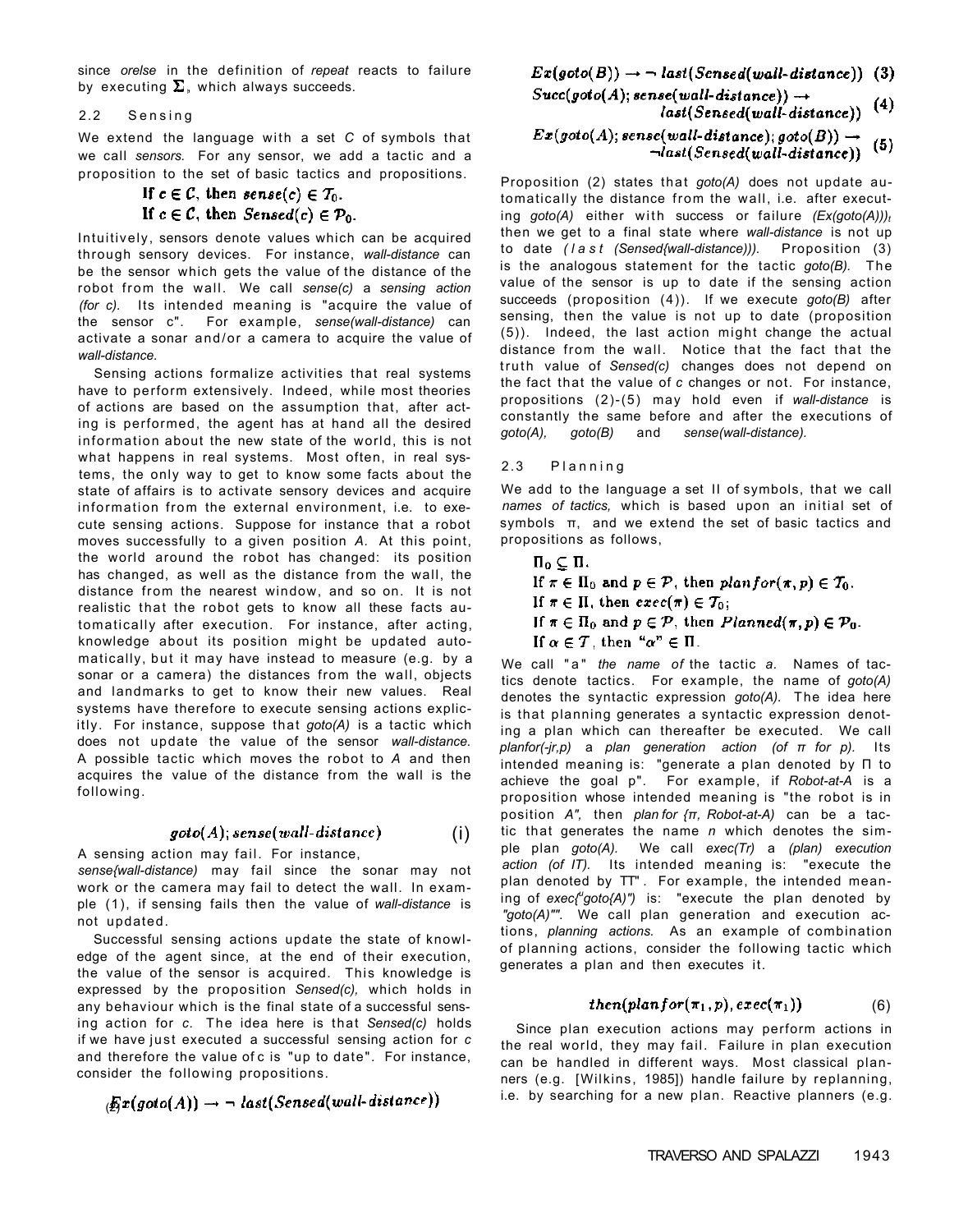since *orelse* in the definition of *repeat* reacts to failure by executing $\Sigma$, which always succeeds.

## 2.2 Sensing

We extend the language with a set $C$ of symbols that we call *sensors*. For any sensor, we add a tactic and a proposition to the set of basic tactics and propositions.

$$\text{If } c \in \mathcal{C}, \text{ then } sense(c) \in \mathcal{T}_0.$$
$$\text{If } c \in \mathcal{C}, \text{ then } Sensed(c) \in \mathcal{P}_0.$$

Intuitively, sensors denote values which can be acquired through sensory devices. For instance, *wall-distance* can be the sensor which gets the value of the distance of the robot from the wall. We call *sense(c)* a *sensing action (for c)*. Its intended meaning is "acquire the value of the sensor c". For example, *sense(wall-distance)* can activate a sonar and/or a camera to acquire the value of *wall-distance*.

Sensing actions formalize activities that real systems have to perform extensively. Indeed, while most theories of actions are based on the assumption that, after acting is performed, the agent has at hand all the desired information about the new state of the world, this is not what happens in real systems. Most often, in real systems, the only way to get to know some facts about the state of affairs is to activate sensory devices and acquire information from the external environment, i.e. to execute sensing actions. Suppose for instance that a robot moves successfully to a given position *A*. At this point, the world around the robot has changed: its position has changed, as well as the distance from the wall, the distance from the nearest window, and so on. It is not realistic that the robot gets to know all these facts automatically after execution. For instance, after acting, knowledge about its position might be updated automatically, but it may have instead to measure (e.g. by a sonar or a camera) the distances from the wall, objects and landmarks to get to know their new values. Real systems have therefore to execute sensing actions explicitly. For instance, suppose that *goto(A)* is a tactic which does not update the value of the sensor *wall-distance*. A possible tactic which moves the robot to *A* and then acquires the value of the distance from the wall is the following.

$$goto(A); sense(wall\text{-}distance) \qquad (1)$$

A sensing action may fail. For instance, *sense(wall-distance)* may fail since the sonar may not work or the camera may fail to detect the wall. In example (1), if sensing fails then the value of *wall-distance* is not updated.

Successful sensing actions update the state of knowledge of the agent since, at the end of their execution, the value of the sensor is acquired. This knowledge is expressed by the proposition *Sensed(c)*, which holds in any behaviour which is the final state of a successful sensing action for *c*. The idea here is that *Sensed(c)* holds if we have just executed a successful sensing action for *c* and therefore the value of c is "up to date". For instance, consider the following propositions.

$$Ex(goto(A)) \rightarrow \neg\, last(Sensed(wall\text{-}distance)) \quad (2)$$

$$Ex(goto(B)) \rightarrow \neg\, last(Sensed(wall\text{-}distance)) \quad (3)$$

$$Succ(goto(A); sense(wall\text{-}distance)) \rightarrow last(Sensed(wall\text{-}distance)) \quad (4)$$

$$Ex(goto(A); sense(wall\text{-}distance); goto(B)) \rightarrow \neg last(Sensed(wall\text{-}distance)) \quad (5)$$

Proposition (2) states that *goto(A)* does not update automatically the distance from the wall, i.e. after executing *goto(A)* either with success or failure *(Ex(goto(A)))*, then we get to a final state where *wall-distance* is not up to date *(last (Sensed(wall-distance)))*. Proposition (3) is the analogous statement for the tactic *goto(B)*. The value of the sensor is up to date if the sensing action succeeds (proposition (4)). If we execute *goto(B)* after sensing, then the value is not up to date (proposition (5)). Indeed, the last action might change the actual distance from the wall. Notice that the fact that the truth value of *Sensed(c)* changes does not depend on the fact that the value of *c* changes or not. For instance, propositions (2)-(5) may hold even if *wall-distance* is constantly the same before and after the executions of *goto(A)*, *goto(B)* and *sense(wall-distance)*.

## 2.3 Planning

We add to the language a set $\Pi$ of symbols, that we call *names of tactics*, which is based upon an initial set of symbols $\pi$, and we extend the set of basic tactics and propositions as follows,

$$\Pi_0 \subseteq \Pi.$$
$$\text{If } \pi \in \Pi_0 \text{ and } p \in \mathcal{P}, \text{ then } planfor(\pi, p) \in \mathcal{T}_0.$$
$$\text{If } \pi \in \Pi, \text{ then } exec(\pi) \in \mathcal{T}_0;$$
$$\text{If } \pi \in \Pi_0 \text{ and } p \in \mathcal{P}, \text{ then } Planned(\pi, p) \in \mathcal{P}_0.$$
$$\text{If } \alpha \in \mathcal{T}, \text{ then } \text{"}\alpha\text{"} \in \Pi.$$

We call "a" *the name of* the tactic *a*. Names of tactics denote tactics. For example, the name of *goto(A)* denotes the syntactic expression *goto(A)*. The idea here is that planning generates a syntactic expression denoting a plan which can thereafter be executed. We call *planfor(π,p)* a *plan generation action (of π for p)*. Its intended meaning is: "generate a plan denoted by Π to achieve the goal p". For example, if *Robot-at-A* is a proposition whose intended meaning is "the robot is in position *A*", then *plan for (π, Robot-at-A)* can be a tactic that generates the name *π* which denotes the simple plan *goto(A)*. We call *exec(π)* a *(plan) execution action (of π)*. Its intended meaning is: "execute the plan denoted by Π". For example, the intended meaning of *exec("goto(A)")* is: "execute the plan denoted by *"goto(A)"*". We call plan generation and execution actions, *planning actions*. As an example of combination of planning actions, consider the following tactic which generates a plan and then executes it.

$$then(planfor(\pi_1, p), exec(\pi_1)) \qquad (6)$$

Since plan execution actions may perform actions in the real world, they may fail. Failure in plan execution can be handled in different ways. Most classical planners (e.g. [Wilkins, 1985]) handle failure by replanning, i.e. by searching for a new plan. Reactive planners (e.g.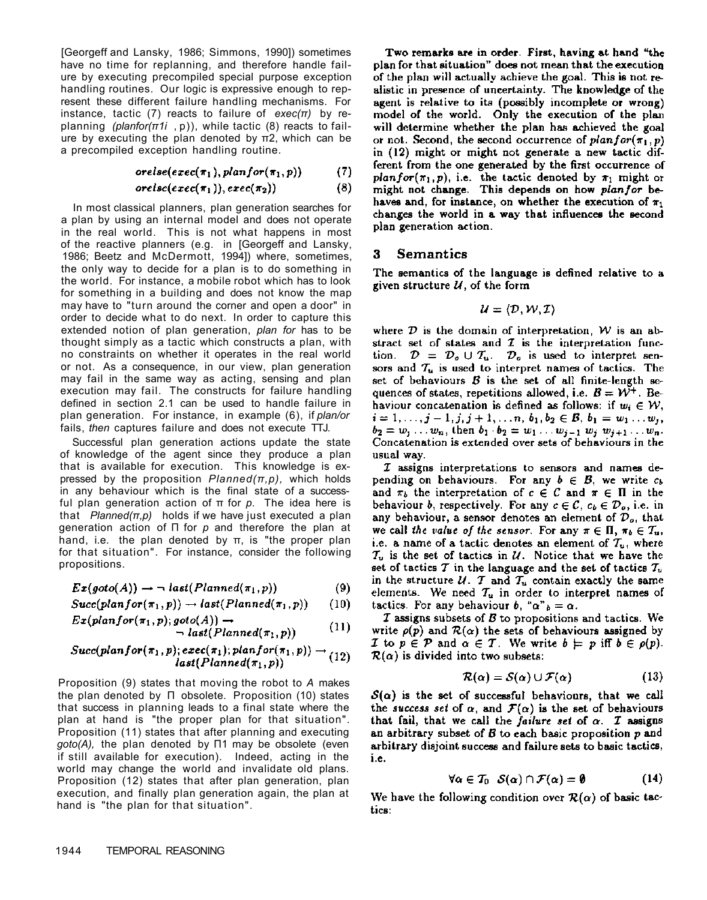[Georgeff and Lansky, 1986; Simmons, 1990]) sometimes have no time for replanning, and therefore handle failure by executing precompiled special purpose exception handling routines. Our logic is expressive enough to represent these different failure handling mechanisms. For instance, tactic (7) reacts to failure of *exec(π)* by replanning *(planfor($\pi 1i$ , p))*, while tactic (8) reacts to failure by executing the plan denoted by $\pi 2$, which can be a precompiled exception handling routine.

$$orelse(exec(\pi_1), planfor(\pi_1, p)) \quad (7)$$

$$orelse(exec(\pi_1)), exec(\pi_2)) \quad (8)$$

In most classical planners, plan generation searches for a plan by using an internal model and does not operate in the real world. This is not what happens in most of the reactive planners (e.g. in [Georgeff and Lansky, 1986; Beetz and McDermott, 1994]) where, sometimes, the only way to decide for a plan is to do something in the world. For instance, a mobile robot which has to look for something in a building and does not know the map may have to "turn around the corner and open a door" in order to decide what to do next. In order to capture this extended notion of plan generation, *plan for* has to be thought simply as a tactic which constructs a plan, with no constraints on whether it operates in the real world or not. As a consequence, in our view, plan generation may fail in the same way as acting, sensing and plan execution may fail. The constructs for failure handling defined in section 2.1 can be used to handle failure in plan generation. For instance, in example (6), if *plan/or* fails, *then* captures failure and does not execute TTJ.

Successful plan generation actions update the state of knowledge of the agent since they produce a plan that is available for execution. This knowledge is expressed by the proposition *Planned(π,p),* which holds in any behaviour which is the final state of a successful plan generation action of π for *p.* The idea here is that *Planned(π,p)* holds if we have just executed a plan generation action of Π for *p* and therefore the plan at hand, i.e. the plan denoted by π, is "the proper plan for that situation". For instance, consider the following propositions.

$$Ex(goto(A)) \rightarrow \neg\ last(Planned(\pi_1, p)) \quad (9)$$

$$Succ(planfor(\pi_1, p)) \rightarrow last(Planned(\pi_1, p)) \quad (10)$$

$$Ex(planfor(\pi_1, p); goto(A)) \rightarrow \neg\ last(Planned(\pi_1, p)) \quad (11)$$

$$Succ(planfor(\pi_1, p); exec(\pi_1); planfor(\pi_1, p)) \rightarrow last(Planned(\pi_1, p)) \quad (12)$$

Proposition (9) states that moving the robot to *A* makes the plan denoted by Π obsolete. Proposition (10) states that success in planning leads to a final state where the plan at hand is "the proper plan for that situation". Proposition (11) states that after planning and executing *goto(A),* the plan denoted by Π1 may be obsolete (even if still available for execution). Indeed, acting in the world may change the world and invalidate old plans. Proposition (12) states that after plan generation, plan execution, and finally plan generation again, the plan at hand is "the plan for that situation".

Two remarks are in order. First, having at hand "the plan for that situation" does not mean that the execution of the plan will actually achieve the goal. This is not realistic in presence of uncertainty. The knowledge of the agent is relative to its (possibly incomplete or wrong) model of the world. Only the execution of the plan will determine whether the plan has achieved the goal or not. Second, the second occurrence of $planfor(\pi_1, p)$ in (12) might or might not generate a new tactic different from the one generated by the first occurrence of $planfor(\pi_1, p)$, i.e. the tactic denoted by $\pi_1$ might or might not change. This depends on how *planfor* behaves and, for instance, on whether the execution of $\pi_1$ changes the world in a way that influences the second plan generation action.

## 3 Semantics

The semantics of the language is defined relative to a given structure $\mathcal{U}$, of the form

$$\mathcal{U} = \langle \mathcal{D}, \mathcal{W}, \mathcal{I} \rangle$$

where $\mathcal{D}$ is the domain of interpretation, $\mathcal{W}$ is an abstract set of states and $\mathcal{I}$ is the interpretation function. $\mathcal{D} = \mathcal{D}_o \cup \mathcal{T}_u$. $\mathcal{D}_o$ is used to interpret sensors and $\mathcal{T}_u$ is used to interpret names of tactics. The set of behaviours $\mathcal{B}$ is the set of all finite-length sequences of states, repetitions allowed, i.e. $\mathcal{B} = \mathcal{W}^+$. Behaviour concatenation is defined as follows: if $w_i \in \mathcal{W}$, $i = 1, \ldots, j-1, j, j+1, \ldots n$, $b_1, b_2 \in \mathcal{B}$, $b_1 = w_1 \ldots w_j$, $b_2 = w_j \ldots w_n$, then $b_1 \cdot b_2 = w_1 \ldots w_{j-1}\ w_j\ w_{j+1} \ldots w_n$. Concatenation is extended over sets of behaviours in the usual way.

$\mathcal{I}$ assigns interpretations to sensors and names depending on behaviours. For any $b \in \mathcal{B}$, we write $c_b$ and $\pi_b$ the interpretation of $c \in \mathcal{C}$ and $\pi \in \Pi$ in the behaviour $b$, respectively. For any $c \in \mathcal{C}$, $c_b \in \mathcal{D}_o$, i.e. in any behaviour, a sensor denotes an element of $\mathcal{D}_o$, that we call *the value of the sensor*. For any $\pi \in \Pi$, $\pi_b \in \mathcal{T}_u$, i.e. a name of a tactic denotes an element of $\mathcal{T}_u$, where $\mathcal{T}_u$ is the set of tactics in $\mathcal{U}$. Notice that we have the set of tactics $\mathcal{T}$ in the language and the set of tactics $\mathcal{T}_u$ in the structure $\mathcal{U}$. $\mathcal{T}$ and $\mathcal{T}_u$ contain exactly the same elements. We need $\mathcal{T}_u$ in order to interpret names of tactics. For any behaviour $b$, "$\alpha$"$_b = \alpha$.

$\mathcal{I}$ assigns subsets of $\mathcal{B}$ to propositions and tactics. We write $\rho(p)$ and $\mathcal{R}(\alpha)$ the sets of behaviours assigned by $\mathcal{I}$ to $p \in \mathcal{P}$ and $\alpha \in \mathcal{T}$. We write $b \models p$ iff $b \in \rho(p)$. $\mathcal{R}(\alpha)$ is divided into two subsets:

$$\mathcal{R}(\alpha) = \mathcal{S}(\alpha) \cup \mathcal{F}(\alpha) \quad (13)$$

$\mathcal{S}(\alpha)$ is the set of successful behaviours, that we call the *success set* of $\alpha$, and $\mathcal{F}(\alpha)$ is the set of behaviours that fail, that we call the *failure set* of $\alpha$. $\mathcal{I}$ assigns an arbitrary subset of $\mathcal{B}$ to each basic proposition $p$ and arbitrary disjoint success and failure sets to basic tactics, i.e.

$$\forall \alpha \in \mathcal{T}_0\ \ \mathcal{S}(\alpha) \cap \mathcal{F}(\alpha) = \emptyset \quad (14)$$

We have the following condition over $\mathcal{R}(\alpha)$ of basic tactics: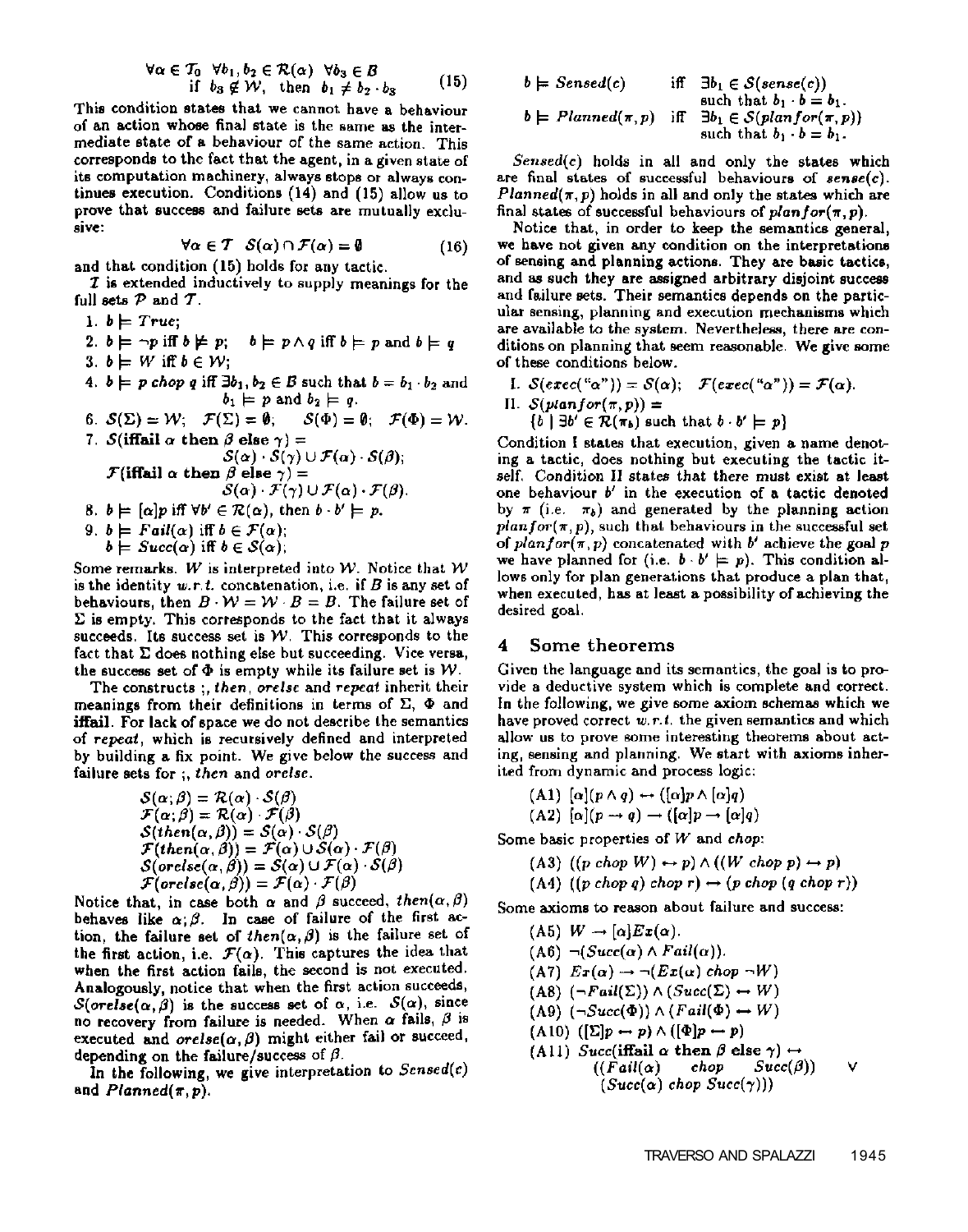$$\forall \alpha \in \mathcal{T}_0 \;\; \forall b_1, b_2 \in \mathcal{R}(\alpha) \;\; \forall b_3 \in \mathcal{B} \quad \text{if } b_3 \notin \mathcal{W}, \text{ then } b_1 \neq b_2 \cdot b_3 \tag{15}$$

This condition states that we cannot have a behaviour of an action whose final state is the same as the intermediate state of a behaviour of the same action. This corresponds to the fact that the agent, in a given state of its computation machinery, always stops or always continues execution. Conditions (14) and (15) allow us to prove that success and failure sets are mutually exclusive:

$$\forall \alpha \in \mathcal{T} \;\; \mathcal{S}(\alpha) \cap \mathcal{F}(\alpha) = \emptyset \tag{16}$$

and that condition (15) holds for any tactic.

$\mathcal{I}$ is extended inductively to supply meanings for the full sets $\mathcal{P}$ and $\mathcal{T}$.

1. $b \models True$;
2. $b \models \neg p$ iff $b \not\models p$; $\quad b \models p \wedge q$ iff $b \models p$ and $b \models q$
3. $b \models W$ iff $b \in \mathcal{W}$;
4. $b \models p \; chop \; q$ iff $\exists b_1, b_2 \in \mathcal{B}$ such that $b = b_1 \cdot b_2$ and $b_1 \models p$ and $b_2 \models q$.
6. $\mathcal{S}(\Sigma) = \mathcal{W}$; $\mathcal{F}(\Sigma) = \emptyset$; $\quad \mathcal{S}(\Phi) = \emptyset$; $\mathcal{F}(\Phi) = \mathcal{W}$.
7. $\mathcal{S}(\textbf{iffail } \alpha \textbf{ then } \beta \textbf{ else } \gamma) = \mathcal{S}(\alpha) \cdot \mathcal{S}(\gamma) \cup \mathcal{F}(\alpha) \cdot \mathcal{S}(\beta)$;
   $\mathcal{F}(\textbf{iffail } \alpha \textbf{ then } \beta \textbf{ else } \gamma) = \mathcal{S}(\alpha) \cdot \mathcal{F}(\gamma) \cup \mathcal{F}(\alpha) \cdot \mathcal{F}(\beta)$.
8. $b \models [\alpha]p$ iff $\forall b' \in \mathcal{R}(\alpha)$, then $b \cdot b' \models p$.
9. $b \models Fail(\alpha)$ iff $b \in \mathcal{F}(\alpha)$;
   $b \models Succ(\alpha)$ iff $b \in \mathcal{S}(\alpha)$;

Some remarks. $W$ is interpreted into $\mathcal{W}$. Notice that $\mathcal{W}$ is the identity *w.r.t.* concatenation, i.e. if $B$ is any set of behaviours, then $B \cdot \mathcal{W} = \mathcal{W} \cdot B = B$. The failure set of $\Sigma$ is empty. This corresponds to the fact that it always succeeds. Its success set is $\mathcal{W}$. This corresponds to the fact that $\Sigma$ does nothing else but succeeding. Vice versa, the success set of $\Phi$ is empty while its failure set is $\mathcal{W}$.

The constructs ;, *then*, *orelse* and *repeat* inherit their meanings from their definitions in terms of $\Sigma$, $\Phi$ and **iffail**. For lack of space we do not describe the semantics of *repeat*, which is recursively defined and interpreted by building a fix point. We give below the success and failure sets for ;, *then* and *orelse*.

$$\begin{aligned}
&\mathcal{S}(\alpha;\beta) = \mathcal{R}(\alpha) \cdot \mathcal{S}(\beta)\\
&\mathcal{F}(\alpha;\beta) = \mathcal{R}(\alpha) \cdot \mathcal{F}(\beta)\\
&\mathcal{S}(then(\alpha,\beta)) = \mathcal{S}(\alpha) \cdot \mathcal{S}(\beta)\\
&\mathcal{F}(then(\alpha,\beta)) = \mathcal{F}(\alpha) \cup \mathcal{S}(\alpha) \cdot \mathcal{F}(\beta)\\
&\mathcal{S}(orelse(\alpha,\beta)) = \mathcal{S}(\alpha) \cup \mathcal{F}(\alpha) \cdot \mathcal{S}(\beta)\\
&\mathcal{F}(orelse(\alpha,\beta)) = \mathcal{F}(\alpha) \cdot \mathcal{F}(\beta)
\end{aligned}$$

Notice that, in case both $\alpha$ and $\beta$ succeed, $then(\alpha,\beta)$ behaves like $\alpha;\beta$. In case of failure of the first action, the failure set of $then(\alpha,\beta)$ is the failure set of the first action, i.e. $\mathcal{F}(\alpha)$. This captures the idea that when the first action fails, the second is not executed. Analogously, notice that when the first action succeeds, $\mathcal{S}(orelse(\alpha,\beta))$ is the success set of $\alpha$, i.e. $\mathcal{S}(\alpha)$, since no recovery from failure is needed. When $\alpha$ fails, $\beta$ is executed and $orelse(\alpha,\beta)$ might either fail or succeed, depending on the failure/success of $\beta$.

In the following, we give interpretation to $Sensed(c)$ and $Planned(\pi, p)$.

$$\begin{aligned}
b \models Sensed(c) \quad &\text{iff} \quad \exists b_1 \in \mathcal{S}(sense(c)) \text{ such that } b_1 \cdot b = b_1.\\
b \models Planned(\pi, p) \quad &\text{iff} \quad \exists b_1 \in \mathcal{S}(planfor(\pi, p)) \text{ such that } b_1 \cdot b = b_1.
\end{aligned}$$

$Sensed(c)$ holds in all and only the states which are final states of successful behaviours of $sense(c)$. $Planned(\pi, p)$ holds in all and only the states which are final states of successful behaviours of $planfor(\pi, p)$.

Notice that, in order to keep the semantics general, we have not given any condition on the interpretations of sensing and planning actions. They are basic tactics, and as such they are assigned arbitrary disjoint success and failure sets. Their semantics depends on the particular sensing, planning and execution mechanisms which are available to the system. Nevertheless, there are conditions on planning that seem reasonable. We give some of these conditions below.

I. $\mathcal{S}(exec(\text{``}\alpha\text{''})) = \mathcal{S}(\alpha)$; $\quad \mathcal{F}(exec(\text{``}\alpha\text{''})) = \mathcal{F}(\alpha)$.

II. $\mathcal{S}(planfor(\pi, p)) = \{b \mid \exists b' \in \mathcal{R}(\pi_b) \text{ such that } b \cdot b' \models p\}$

Condition I states that execution, given a name denoting a tactic, does nothing but executing the tactic itself. Condition II states that there must exist at least one behaviour $b'$ in the execution of a tactic denoted by $\pi$ (i.e. $\pi_b$) and generated by the planning action $planfor(\pi, p)$, such that behaviours in the successful set of $planfor(\pi, p)$ concatenated with $b'$ achieve the goal $p$ we have planned for (i.e. $b \cdot b' \models p$). This condition allows only for plan generations that produce a plan that, when executed, has at least a possibility of achieving the desired goal.

## 4 Some theorems

Given the language and its semantics, the goal is to provide a deductive system which is complete and correct. In the following, we give some axiom schemas which we have proved correct *w.r.t.* the given semantics and which allow us to prove some interesting theorems about acting, sensing and planning. We start with axioms inherited from dynamic and process logic:

(A1) $[\alpha](p \wedge q) \leftrightarrow ([\alpha]p \wedge [\alpha]q)$

(A2) $[\alpha](p \rightarrow q) \rightarrow ([\alpha]p \rightarrow [\alpha]q)$

Some basic properties of $W$ and *chop*:

(A3) $((p \; chop \; W) \leftrightarrow p) \wedge ((W \; chop \; p) \leftrightarrow p)$

(A4) $((p \; chop \; q) \; chop \; r) \leftrightarrow (p \; chop \; (q \; chop \; r))$

Some axioms to reason about failure and success:

(A5) $W \rightarrow [\alpha]Ex(\alpha)$.

(A6) $\neg(Succ(\alpha) \wedge Fail(\alpha))$.

(A7) $Ex(\alpha) \rightarrow \neg(Ex(\alpha) \; chop \; \neg W)$

(A8) $(\neg Fail(\Sigma)) \wedge (Succ(\Sigma) \leftrightarrow W)$

(A9) $(\neg Succ(\Phi)) \wedge (Fail(\Phi) \leftrightarrow W)$

(A10) $([\Sigma]p \leftrightarrow p) \wedge ([\Phi]p \leftrightarrow p)$

(A11) $Succ(\textbf{iffail } \alpha \textbf{ then } \beta \textbf{ else } \gamma) \leftrightarrow ((Fail(\alpha) \; chop \; Succ(\beta)) \vee (Succ(\alpha) \; chop \; Succ(\gamma)))$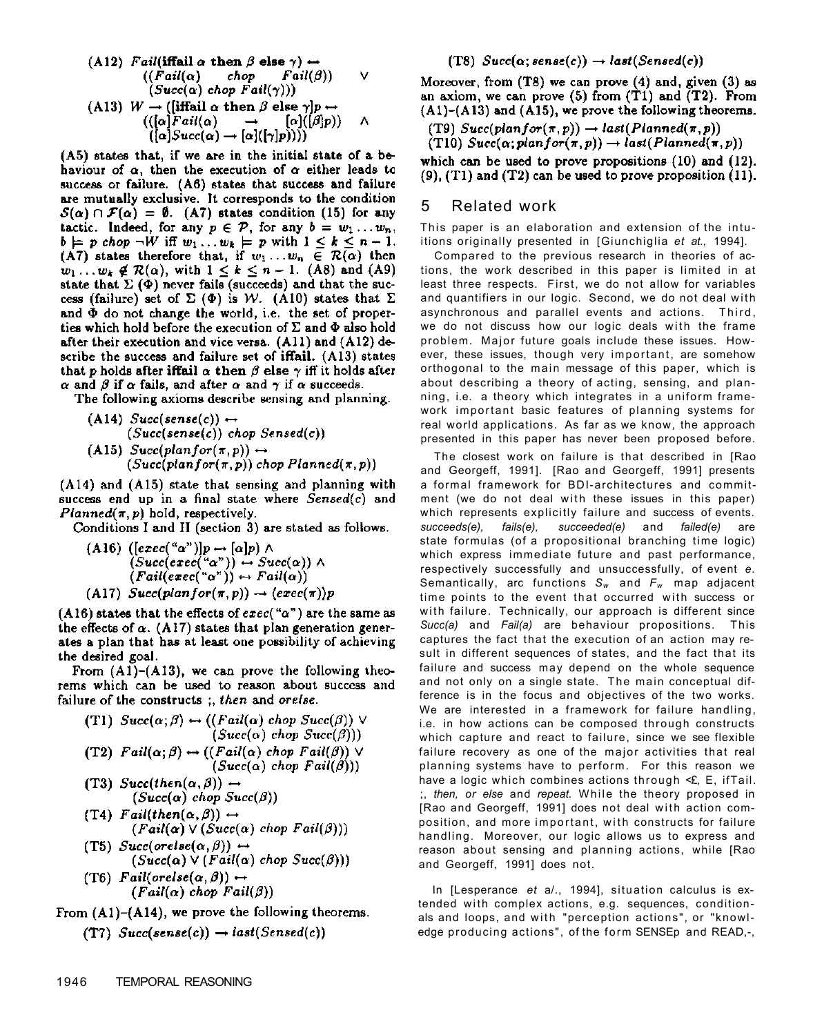(A12) $Fail(\textbf{iffail } \alpha \textbf{ then } \beta \textbf{ else } \gamma) \leftrightarrow ((Fail(\alpha) \; chop \; Fail(\beta)) \vee (Succ(\alpha) \; chop \; Fail(\gamma)))$

(A13) $W \rightarrow ([\textbf{iffail } \alpha \textbf{ then } \beta \textbf{ else } \gamma]p \leftrightarrow (([\alpha]Fail(\alpha) \rightarrow [\alpha]([\beta]p)) \wedge ([\alpha]Succ(\alpha) \rightarrow [\alpha]([\gamma]p))))$

(A5) states that, if we are in the initial state of a behaviour of $\alpha$, then the execution of $\alpha$ either leads to success or failure. (A6) states that success and failure are mutually exclusive. It corresponds to the condition $\mathcal{S}(\alpha) \cap \mathcal{F}(\alpha) = \emptyset$. (A7) states condition (15) for any tactic. Indeed, for any $p \in \mathcal{P}$, for any $b = w_1 \ldots w_n$, $b \models p \; chop \; \neg W$ iff $w_1 \ldots w_k \models p$ with $1 \leq k \leq n-1$. (A7) states therefore that, if $w_1 \ldots w_n \in \mathcal{R}(\alpha)$ then $w_1 \ldots w_k \notin \mathcal{R}(\alpha)$, with $1 \leq k \leq n-1$. (A8) and (A9) state that $\Sigma$ ($\Phi$) never fails (succeeds) and that the success (failure) set of $\Sigma$ ($\Phi$) is $\mathcal{W}$. (A10) states that $\Sigma$ and $\Phi$ do not change the world, i.e. the set of properties which hold before the execution of $\Sigma$ and $\Phi$ also hold after their execution and vice versa. (A11) and (A12) describe the success and failure set of **iffail**. (A13) states that $p$ holds after **iffail** $\alpha$ **then** $\beta$ **else** $\gamma$ iff it holds after $\alpha$ and $\beta$ if $\alpha$ fails, and after $\alpha$ and $\gamma$ if $\alpha$ succeeds.

The following axioms describe sensing and planning.

(A14) $Succ(sense(c)) \leftrightarrow (Succ(sense(c)) \; chop \; Sensed(c))$

(A15) $Succ(planfor(\pi, p)) \leftrightarrow (Succ(planfor(\pi, p)) \; chop \; Planned(\pi, p))$

(A14) and (A15) state that sensing and planning with success end up in a final state where $Sensed(c)$ and $Planned(\pi, p)$ hold, respectively.

Conditions I and II (section 3) are stated as follows.

(A16) $([exec(\text{"}\alpha\text{"})]p \rightarrow [\alpha]p) \wedge (Succ(exec(\text{"}\alpha\text{"})) \leftrightarrow Succ(\alpha)) \wedge (Fail(exec(\text{"}\alpha\text{"})) \leftrightarrow Fail(\alpha))$

(A17) $Succ(planfor(\pi, p)) \rightarrow \langle exec(\pi) \rangle p$

(A16) states that the effects of $exec(\text{"}\alpha\text{"})$ are the same as the effects of $\alpha$. (A17) states that plan generation generates a plan that has at least one possibility of achieving the desired goal.

From (A1)–(A13), we can prove the following theorems which can be used to reason about success and failure of the constructs ;, *then* and *orelse*.

(T1) $Succ(\alpha;\beta) \leftrightarrow ((Fail(\alpha) \; chop \; Succ(\beta)) \vee (Succ(\alpha) \; chop \; Succ(\beta)))$

(T2) $Fail(\alpha;\beta) \leftrightarrow ((Fail(\alpha) \; chop \; Fail(\beta)) \vee (Succ(\alpha) \; chop \; Fail(\beta)))$

(T3) $Succ(then(\alpha, \beta)) \leftrightarrow (Succ(\alpha) \; chop \; Succ(\beta))$

(T4) $Fail(then(\alpha, \beta)) \leftrightarrow (Fail(\alpha) \vee (Succ(\alpha) \; chop \; Fail(\beta)))$

(T5) $Succ(orelse(\alpha, \beta)) \leftrightarrow (Succ(\alpha) \vee (Fail(\alpha) \; chop \; Succ(\beta)))$

(T6) $Fail(orelse(\alpha, \beta)) \leftrightarrow (Fail(\alpha) \; chop \; Fail(\beta))$

From (A1)–(A14), we prove the following theorems.

(T7) $Succ(sense(c)) \rightarrow last(Sensed(c))$

(T8) $Succ(\alpha; sense(c)) \rightarrow last(Sensed(c))$

Moreover, from (T8) we can prove (4) and, given (3) as an axiom, we can prove (5) from (T1) and (T2). From (A1)–(A13) and (A15), we prove the following theorems.

(T9) $Succ(planfor(\pi, p)) \rightarrow last(Planned(\pi, p))$

(T10) $Succ(\alpha; planfor(\pi, p)) \rightarrow last(Planned(\pi, p))$

which can be used to prove propositions (10) and (12). (9), (T1) and (T2) can be used to prove proposition (11).

## 5 Related work

This paper is an elaboration and extension of the intuitions originally presented in [Giunchiglia *et al.,* 1994].

Compared to the previous research in theories of actions, the work described in this paper is limited in at least three respects. First, we do not allow for variables and quantifiers in our logic. Second, we do not deal with asynchronous and parallel events and actions. Third, we do not discuss how our logic deals with the frame problem. Major future goals include these issues. However, these issues, though very important, are somehow orthogonal to the main message of this paper, which is about describing a theory of acting, sensing, and planning, i.e. a theory which integrates in a uniform framework important basic features of planning systems for real world applications. As far as we know, the approach presented in this paper has never been proposed before.

The closest work on failure is that described in [Rao and Georgeff, 1991]. [Rao and Georgeff, 1991] presents a formal framework for BDI-architectures and commitment (we do not deal with these issues in this paper) which represents explicitly failure and success of events. *succeeds(e), fails(e), succeeded(e)* and *failed(e)* are state formulas (of a propositional branching time logic) which express immediate future and past performance, respectively successfully and unsuccessfully, of event *e*. Semantically, arc functions $S_w$ and $F_w$ map adjacent time points to the event that occurred with success or with failure. Technically, our approach is different since *Succ(a)* and *Fail(a)* are behaviour propositions. This captures the fact that the execution of an action may result in different sequences of states, and the fact that its failure and success may depend on the whole sequence and not only on a single state. The main conceptual difference is in the focus and objectives of the two works. We are interested in a framework for failure handling, i.e. in how actions can be composed through constructs which capture and react to failure, since we see flexible failure recovery as one of the major activities that real planning systems have to perform. For this reason we have a logic which combines actions through <£, E, ifTail. ;, *then, or else* and *repeat.* While the theory proposed in [Rao and Georgeff, 1991] does not deal with action composition, and more important, with constructs for failure handling. Moreover, our logic allows us to express and reason about sensing and planning actions, while [Rao and Georgeff, 1991] does not.

In [Lesperance *et a*l., 1994], situation calculus is extended with complex actions, e.g. sequences, conditionals and loops, and with "perception actions", or "knowledge producing actions", of the form SENSEp and READ,-,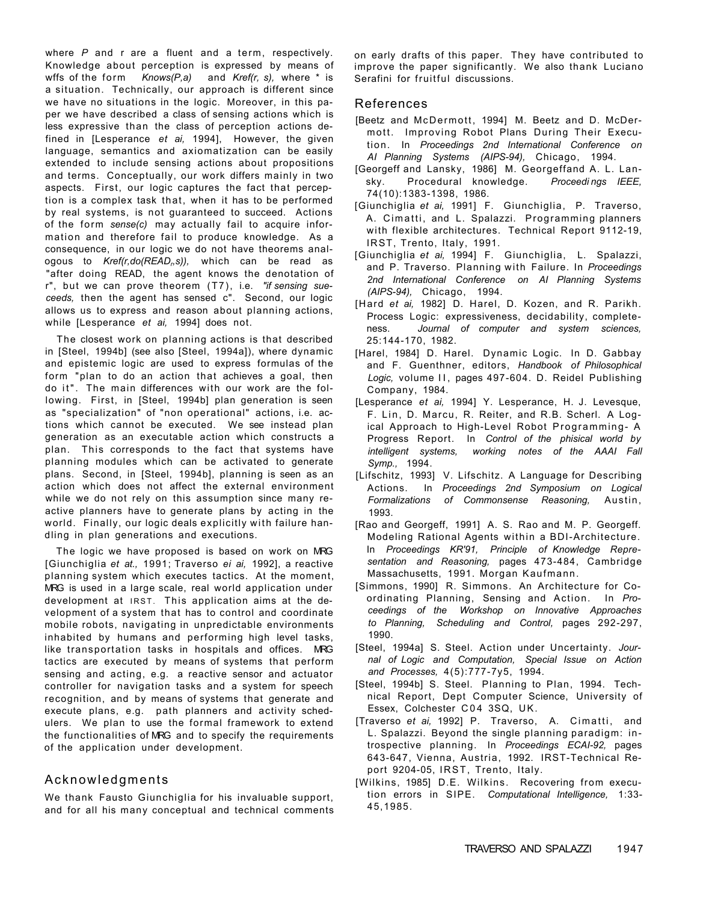where *P* and r are a fluent and a term, respectively. Knowledge about perception is expressed by means of wffs of the form *Knows(P,a)* and *Kref(r, s),* where * is a situation. Technically, our approach is different since we have no situations in the logic. Moreover, in this paper we have described a class of sensing actions which is less expressive than the class of perception actions defined in [Lesperance *et ai,* 1994], However, the given language, semantics and axiomatization can be easily extended to include sensing actions about propositions and terms. Conceptually, our work differs mainly in two aspects. First, our logic captures the fact that perception is a complex task that, when it has to be performed by real systems, is not guaranteed to succeed. Actions of the form *sense(c)* may actually fail to acquire information and therefore fail to produce knowledge. As a consequence, in our logic we do not have theorems analogous to *Kref(r,do(READ$_r$,s)),* which can be read as "after doing READ, the agent knows the denotation of r", but we can prove theorem (T7), i.e. *"if sensing sueceeds,* then the agent has sensed c". Second, our logic allows us to express and reason about planning actions, while [Lesperance *et ai,* 1994] does not.

The closest work on planning actions is that described in [Steel, 1994b] (see also [Steel, 1994a]), where dynamic and epistemic logic are used to express formulas of the form "plan to do an action that achieves a goal, then do it". The main differences with our work are the following. First, in [Steel, 1994b] plan generation is seen as "specialization" of "non operational" actions, i.e. actions which cannot be executed. We see instead plan generation as an executable action which constructs a plan. This corresponds to the fact that systems have planning modules which can be activated to generate plans. Second, in [Steel, 1994b], planning is seen as an action which does not affect the external environment while we do not rely on this assumption since many reactive planners have to generate plans by acting in the world. Finally, our logic deals explicitly with failure handling in plan generations and executions.

The logic we have proposed is based on work on MRG [Giunchiglia *et at.,* 1991; Traverso *ei ai,* 1992], a reactive planning system which executes tactics. At the moment, MRG is used in a large scale, real world application under development at IRST. This application aims at the development of a system that has to control and coordinate mobile robots, navigating in unpredictable environments inhabited by humans and performing high level tasks, like transportation tasks in hospitals and offices. MRG tactics are executed by means of systems that perform sensing and acting, e.g. a reactive sensor and actuator controller for navigation tasks and a system for speech recognition, and by means of systems that generate and execute plans, e.g. path planners and activity schedulers. We plan to use the formal framework to extend the functionalities of MRG and to specify the requirements of the application under development.

## Acknowledgments

We thank Fausto Giunchiglia for his invaluable support, and for all his many conceptual and technical comments on early drafts of this paper. They have contributed to improve the paper significantly. We also thank Luciano Serafini for fruitful discussions.

## References

[Beetz and McDermott, 1994] M. Beetz and D. McDermott. Improving Robot Plans During Their Execution. In *Proceedings 2nd International Conference on AI Planning Systems (AIPS-94),* Chicago, 1994.

[Georgeff and Lansky, 1986] M. Georgeffand A. L. Lansky. Procedural knowledge. *Proceedings IEEE,* 74(10):1383-1398, 1986.

[Giunchiglia *et ai,* 1991] F. Giunchiglia, P. Traverso, A. Cimatti, and L. Spalazzi. Programming planners with flexible architectures. Technical Report 9112-19, IRST, Trento, Italy, 1991.

[Giunchiglia *et ai,* 1994] F. Giunchiglia, L. Spalazzi, and P. Traverso. Planning with Failure. In *Proceedings 2nd International Conference on AI Planning Systems (AIPS-94),* Chicago, 1994.

[Hard *et ai,* 1982] D. Harel, D. Kozen, and R. Parikh. Process Logic: expressiveness, decidability, completeness. *Journal of computer and system sciences,* 25:144-170, 1982.

[Harel, 1984] D. Harel. Dynamic Logic. In D. Gabbay and F. Guenthner, editors, *Handbook of Philosophical Logic,* volume II, pages 497-604. D. Reidel Publishing Company, 1984.

[Lesperance *et ai,* 1994] Y. Lesperance, H. J. Levesque, F. Lin, D. Marcu, R. Reiter, and R.B. Scherl. A Logical Approach to High-Level Robot Programming- A Progress Report. In *Control of the phisical world by intelligent systems, working notes of the AAAI Fall Symp.,* 1994.

[Lifschitz, 1993] V. Lifschitz. A Language for Describing Actions. In *Proceedings 2nd Symposium on Logical Formalizations of Commonsense Reasoning,* Austin, 1993.

[Rao and Georgeff, 1991] A. S. Rao and M. P. Georgeff. Modeling Rational Agents within a BDI-Architecture. In *Proceedings KR'91, Principle of Knowledge Representation and Reasoning,* pages 473-484, Cambridge Massachusetts, 1991. Morgan Kaufmann.

[Simmons, 1990] R. Simmons. An Architecture for Coordinating Planning, Sensing and Action. In *Proceedings of the Workshop on Innovative Approaches to Planning, Scheduling and Control,* pages 292-297, 1990.

[Steel, 1994a] S. Steel. Action under Uncertainty. *Journal of Logic and Computation, Special Issue on Action and Processes,* 4(5):777-7y5, 1994.

[Steel, 1994b] S. Steel. Planning to Plan, 1994. Technical Report, Dept Computer Science, University of Essex, Colchester C04 3SQ, UK.

[Traverso *et ai,* 1992] P. Traverso, A. Cimatti, and L. Spalazzi. Beyond the single planning paradigm: introspective planning. In *Proceedings ECAI-92,* pages 643-647, Vienna, Austria, 1992. IRST-Technical Report 9204-05, IRST, Trento, Italy.

[Wilkins, 1985] D.E. Wilkins. Recovering from execution errors in SIPE. *Computational Intelligence,* 1:33-45,1985.